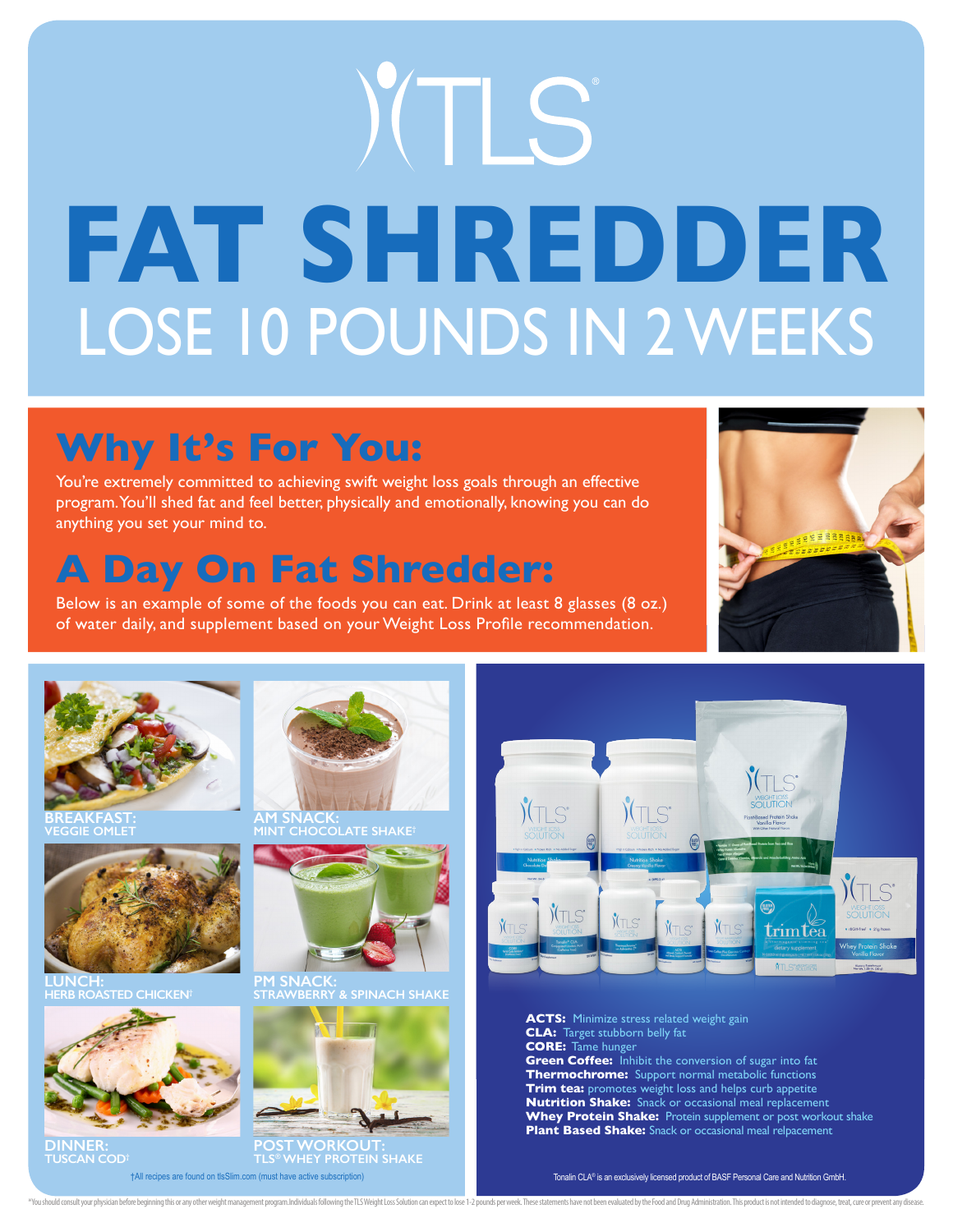# TLS®

# FAT SHREDDER

## LOSE 10 POUNDS IN 2 WEEKS

## Why It's For You:

You're extremely committed to achieving swift weight loss goals through an effective program. You'll shed fat and feel better, physically and emotionally, knowing you can do anything you set your mind to.

## A Day On Fat Shredder:

Below is an example of some of the foods you can eat. Drink at least 8 glasses (8 oz.) of water daily, and supplement based on your Weight Loss Profile recommendation.

**BREAKFAST:**
VEGGIE OMLET

**AM SNACK:**
MINT CHOCOLATE SHAKE†

**LUNCH:**
HERB ROASTED CHICKEN†

**PM SNACK:**
STRAWBERRY & SPINACH SHAKE

**DINNER:**
TUSCAN COD†

**POST WORKOUT:**
TLS® WHEY PROTEIN SHAKE

†All recipes are found on tlsSlim.com (must have active subscription)

**ACTS:** Minimize stress related weight gain
**CLA:** Target stubborn belly fat
**CORE:** Tame hunger
**Green Coffee:** Inhibit the conversion of sugar into fat
**Thermochrome:** Support normal metabolic functions
**Trim tea:** promotes weight loss and helps curb appetite
**Nutrition Shake:** Snack or occasional meal replacement
**Whey Protein Shake:** Protein supplement or post workout shake
**Plant Based Shake:** Snack or occasional meal relpacement

Tonalin CLA® is an exclusively licensed product of BASF Personal Care and Nutrition GmbH.

*You should consult your physician before beginning this or any other weight management program. Individuals following the TLS Weight Loss Solution can expect to lose 1-2 pounds per week. These statements have not been evaluated by the Food and Drug Administration. This product is not intended to diagnose, treat, cure or prevent any disease.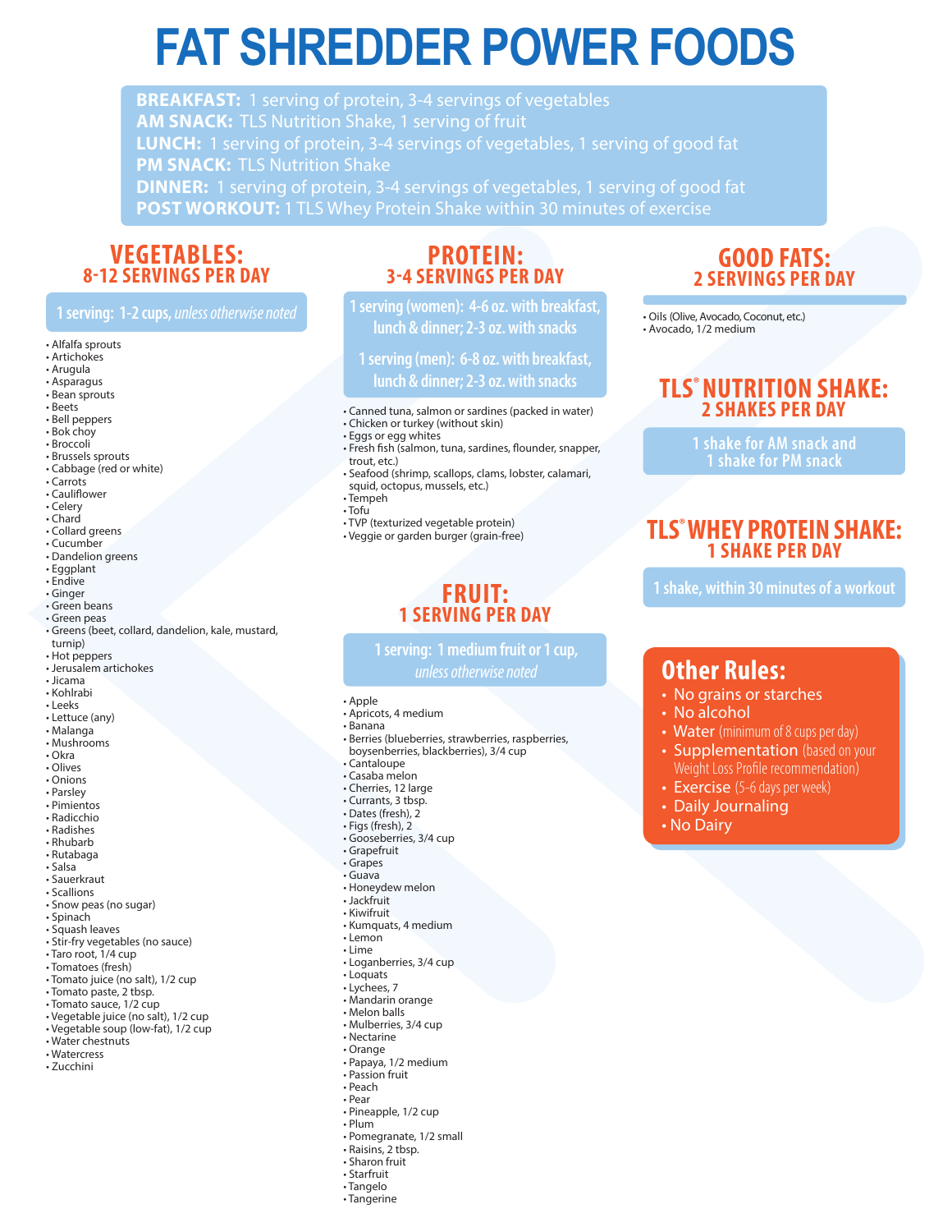# FAT SHREDDER POWER FOODS

**BREAKFAST:** 1 serving of protein, 3-4 servings of vegetables
**AM SNACK:** TLS Nutrition Shake, 1 serving of fruit
**LUNCH:** 1 serving of protein, 3-4 servings of vegetables, 1 serving of good fat
**PM SNACK:** TLS Nutrition Shake
**DINNER:** 1 serving of protein, 3-4 servings of vegetables, 1 serving of good fat
**POST WORKOUT:** 1 TLS Whey Protein Shake within 30 minutes of exercise

## VEGETABLES:
### 8-12 SERVINGS PER DAY

1 serving: 1-2 cups, *unless otherwise noted*

- Alfalfa sprouts
- Artichokes
- Arugula
- Asparagus
- Bean sprouts
- Beets
- Bell peppers
- Bok choy
- Broccoli
- Brussels sprouts
- Cabbage (red or white)
- Carrots
- Cauliflower
- Celery
- Chard
- Collard greens
- Cucumber
- Dandelion greens
- Eggplant
- Endive
- Ginger
- Green beans
- Green peas
- Greens (beet, collard, dandelion, kale, mustard, turnip)
- Hot peppers
- Jerusalem artichokes
- Jicama
- Kohlrabi
- Leeks
- Lettuce (any)
- Malanga
- Mushrooms
- Okra
- Olives
- Onions
- Parsley
- Pimientos
- Radicchio
- Radishes
- Rhubarb
- Rutabaga
- Salsa
- Sauerkraut
- Scallions
- Snow peas (no sugar)
- Spinach
- Squash leaves
- Stir-fry vegetables (no sauce)
- Taro root, 1/4 cup
- Tomatoes (fresh)
- Tomato juice (no salt), 1/2 cup
- Tomato paste, 2 tbsp.
- Tomato sauce, 1/2 cup
- Vegetable juice (no salt), 1/2 cup
- Vegetable soup (low-fat), 1/2 cup
- Water chestnuts
- Watercress
- Zucchini

## PROTEIN:
### 3-4 SERVINGS PER DAY

1 serving (women): 4-6 oz. with breakfast, lunch & dinner; 2-3 oz. with snacks

1 serving (men): 6-8 oz. with breakfast, lunch & dinner; 2-3 oz. with snacks

- Canned tuna, salmon or sardines (packed in water)
- Chicken or turkey (without skin)
- Eggs or egg whites
- Fresh fish (salmon, tuna, sardines, flounder, snapper, trout, etc.)
- Seafood (shrimp, scallops, clams, lobster, calamari, squid, octopus, mussels, etc.)
- Tempeh
- Tofu
- TVP (texturized vegetable protein)
- Veggie or garden burger (grain-free)

## FRUIT:
### 1 SERVING PER DAY

1 serving: 1 medium fruit or 1 cup, *unless otherwise noted*

- Apple
- Apricots, 4 medium
- Banana
- Berries (blueberries, strawberries, raspberries, boysenberries, blackberries), 3/4 cup
- Cantaloupe
- Casaba melon
- Cherries, 12 large
- Currants, 3 tbsp.
- Dates (fresh), 2
- Figs (fresh), 2
- Gooseberries, 3/4 cup
- Grapefruit
- Grapes
- Guava
- Honeydew melon
- Jackfruit
- Kiwifruit
- Kumquats, 4 medium
- Lemon
- Lime
- Loganberries, 3/4 cup
- Loquats
- Lychees, 7
- Mandarin orange
- Melon balls
- Mulberries, 3/4 cup
- Nectarine
- Orange
- Papaya, 1/2 medium
- Passion fruit
- Peach
- Pear
- Pineapple, 1/2 cup
- Plum
- Pomegranate, 1/2 small
- Raisins, 2 tbsp.
- Sharon fruit
- Starfruit
- Tangelo
- Tangerine

## GOOD FATS:
### 2 SERVINGS PER DAY

- Oils (Olive, Avocado, Coconut, etc.)
- Avocado, 1/2 medium

## TLS® NUTRITION SHAKE:
### 2 SHAKES PER DAY

1 shake for AM snack and 1 shake for PM snack

## TLS® WHEY PROTEIN SHAKE:
### 1 SHAKE PER DAY

1 shake, within 30 minutes of a workout

## Other Rules:

- No grains or starches
- No alcohol
- Water (minimum of 8 cups per day)
- Supplementation (based on your Weight Loss Profile recommendation)
- Exercise (5-6 days per week)
- Daily Journaling
- No Dairy